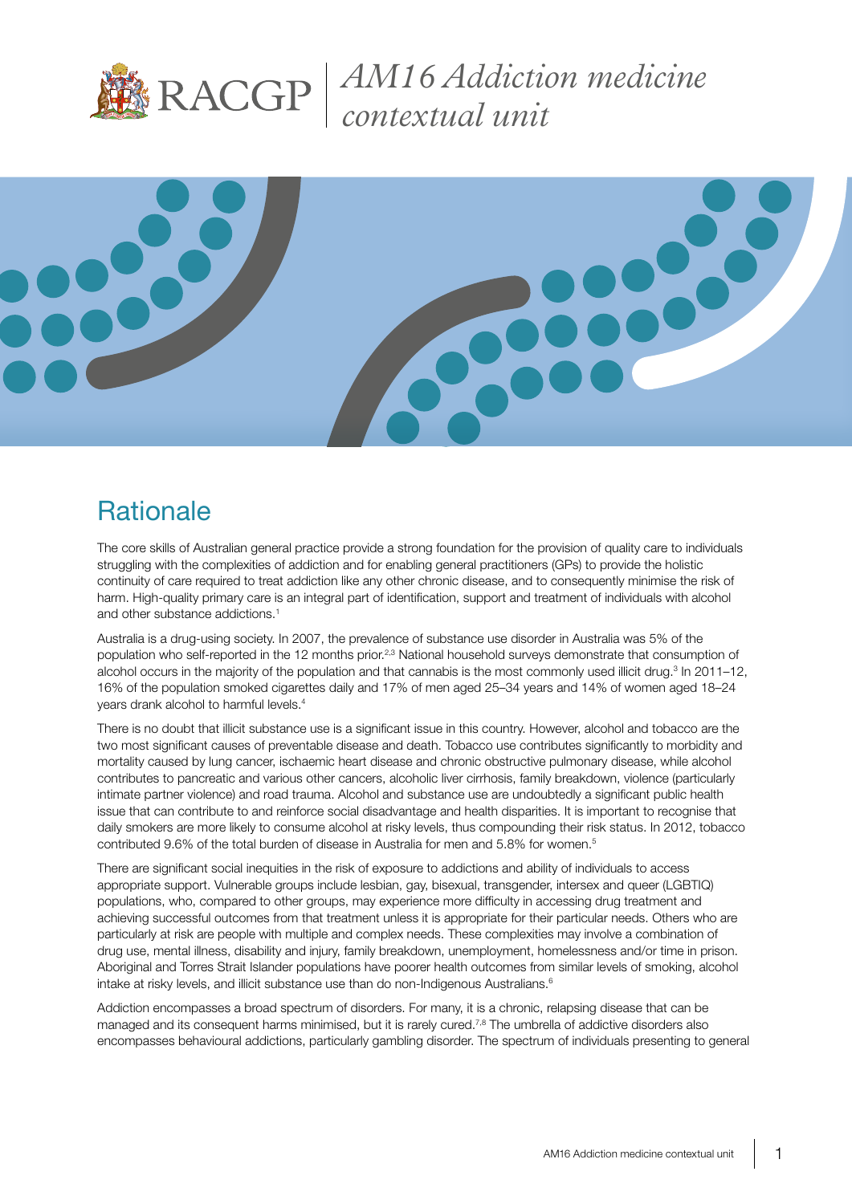# AM16 Addiction medicine contextual unit

## Rationale

The core skills of Australian general practice provide a strong foundation for the provision of quality care to individuals struggling with the complexities of addiction and for enabling general practitioners (GPs) to provide the holistic continuity of care required to treat addiction like any other chronic disease, and to consequently minimise the risk of harm. High-quality primary care is an integral part of identification, support and treatment of individuals with alcohol and other substance addictions.[1]

Australia is a drug-using society. In 2007, the prevalence of substance use disorder in Australia was 5% of the population who self-reported in the 12 months prior.[2,3] National household surveys demonstrate that consumption of alcohol occurs in the majority of the population and that cannabis is the most commonly used illicit drug.[3] In 2011–12, 16% of the population smoked cigarettes daily and 17% of men aged 25–34 years and 14% of women aged 18–24 years drank alcohol to harmful levels.[4]

There is no doubt that illicit substance use is a significant issue in this country. However, alcohol and tobacco are the two most significant causes of preventable disease and death. Tobacco use contributes significantly to morbidity and mortality caused by lung cancer, ischaemic heart disease and chronic obstructive pulmonary disease, while alcohol contributes to pancreatic and various other cancers, alcoholic liver cirrhosis, family breakdown, violence (particularly intimate partner violence) and road trauma. Alcohol and substance use are undoubtedly a significant public health issue that can contribute to and reinforce social disadvantage and health disparities. It is important to recognise that daily smokers are more likely to consume alcohol at risky levels, thus compounding their risk status. In 2012, tobacco contributed 9.6% of the total burden of disease in Australia for men and 5.8% for women.[5]

There are significant social inequities in the risk of exposure to addictions and ability of individuals to access appropriate support. Vulnerable groups include lesbian, gay, bisexual, transgender, intersex and queer (LGBTIQ) populations, who, compared to other groups, may experience more difficulty in accessing drug treatment and achieving successful outcomes from that treatment unless it is appropriate for their particular needs. Others who are particularly at risk are people with multiple and complex needs. These complexities may involve a combination of drug use, mental illness, disability and injury, family breakdown, unemployment, homelessness and/or time in prison. Aboriginal and Torres Strait Islander populations have poorer health outcomes from similar levels of smoking, alcohol intake at risky levels, and illicit substance use than do non-Indigenous Australians.[6]

Addiction encompasses a broad spectrum of disorders. For many, it is a chronic, relapsing disease that can be managed and its consequent harms minimised, but it is rarely cured.[7,8] The umbrella of addictive disorders also encompasses behavioural addictions, particularly gambling disorder. The spectrum of individuals presenting to general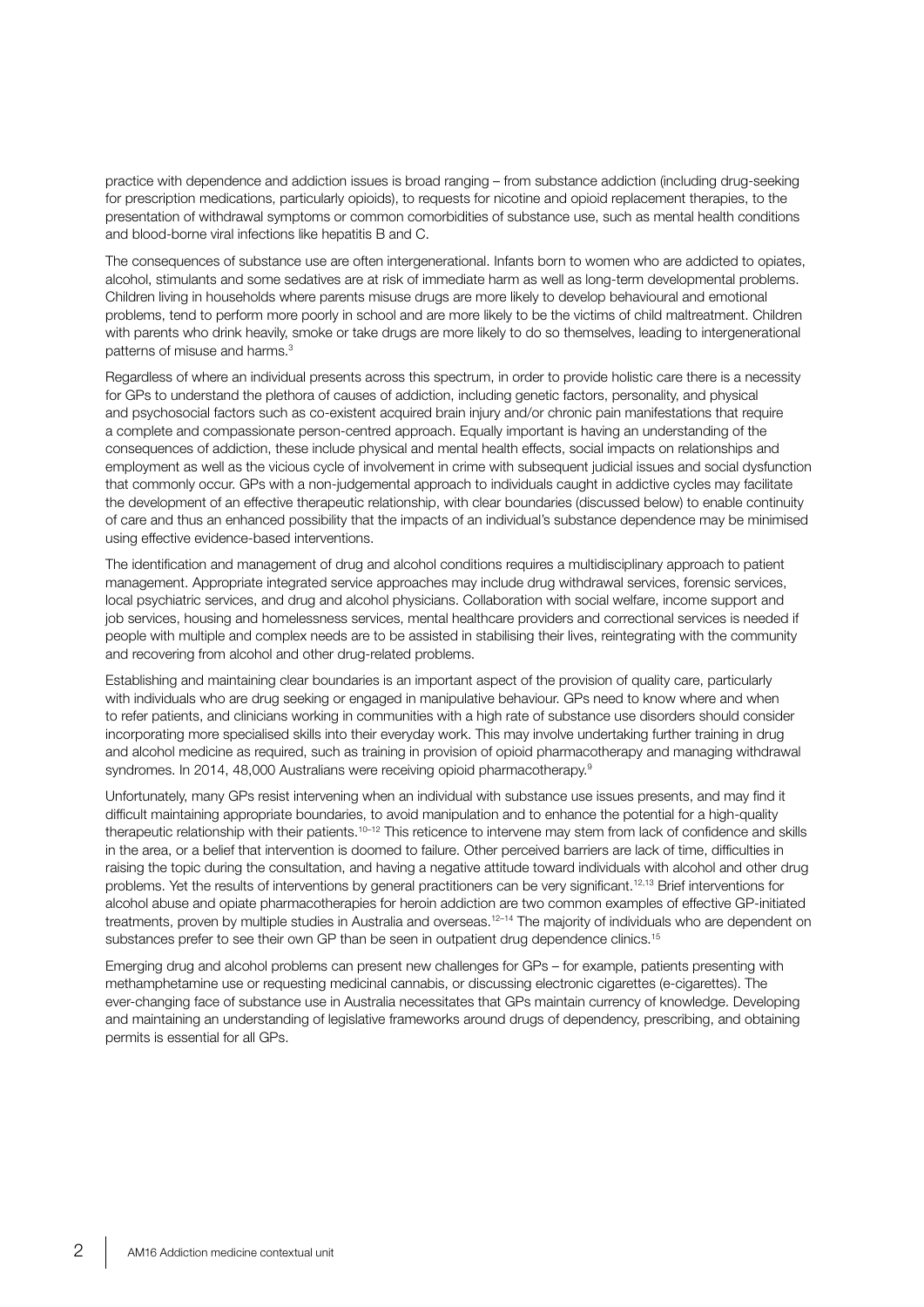practice with dependence and addiction issues is broad ranging – from substance addiction (including drug-seeking for prescription medications, particularly opioids), to requests for nicotine and opioid replacement therapies, to the presentation of withdrawal symptoms or common comorbidities of substance use, such as mental health conditions and blood-borne viral infections like hepatitis B and C.

The consequences of substance use are often intergenerational. Infants born to women who are addicted to opiates, alcohol, stimulants and some sedatives are at risk of immediate harm as well as long-term developmental problems. Children living in households where parents misuse drugs are more likely to develop behavioural and emotional problems, tend to perform more poorly in school and are more likely to be the victims of child maltreatment. Children with parents who drink heavily, smoke or take drugs are more likely to do so themselves, leading to intergenerational patterns of misuse and harms.[3]

Regardless of where an individual presents across this spectrum, in order to provide holistic care there is a necessity for GPs to understand the plethora of causes of addiction, including genetic factors, personality, and physical and psychosocial factors such as co-existent acquired brain injury and/or chronic pain manifestations that require a complete and compassionate person-centred approach. Equally important is having an understanding of the consequences of addiction, these include physical and mental health effects, social impacts on relationships and employment as well as the vicious cycle of involvement in crime with subsequent judicial issues and social dysfunction that commonly occur. GPs with a non-judgemental approach to individuals caught in addictive cycles may facilitate the development of an effective therapeutic relationship, with clear boundaries (discussed below) to enable continuity of care and thus an enhanced possibility that the impacts of an individual's substance dependence may be minimised using effective evidence-based interventions.

The identification and management of drug and alcohol conditions requires a multidisciplinary approach to patient management. Appropriate integrated service approaches may include drug withdrawal services, forensic services, local psychiatric services, and drug and alcohol physicians. Collaboration with social welfare, income support and job services, housing and homelessness services, mental healthcare providers and correctional services is needed if people with multiple and complex needs are to be assisted in stabilising their lives, reintegrating with the community and recovering from alcohol and other drug-related problems.

Establishing and maintaining clear boundaries is an important aspect of the provision of quality care, particularly with individuals who are drug seeking or engaged in manipulative behaviour. GPs need to know where and when to refer patients, and clinicians working in communities with a high rate of substance use disorders should consider incorporating more specialised skills into their everyday work. This may involve undertaking further training in drug and alcohol medicine as required, such as training in provision of opioid pharmacotherapy and managing withdrawal syndromes. In 2014, 48,000 Australians were receiving opioid pharmacotherapy.[9]

Unfortunately, many GPs resist intervening when an individual with substance use issues presents, and may find it difficult maintaining appropriate boundaries, to avoid manipulation and to enhance the potential for a high-quality therapeutic relationship with their patients.[10–12] This reticence to intervene may stem from lack of confidence and skills in the area, or a belief that intervention is doomed to failure. Other perceived barriers are lack of time, difficulties in raising the topic during the consultation, and having a negative attitude toward individuals with alcohol and other drug problems. Yet the results of interventions by general practitioners can be very significant.[12,13] Brief interventions for alcohol abuse and opiate pharmacotherapies for heroin addiction are two common examples of effective GP-initiated treatments, proven by multiple studies in Australia and overseas.[12–14] The majority of individuals who are dependent on substances prefer to see their own GP than be seen in outpatient drug dependence clinics.[15]

Emerging drug and alcohol problems can present new challenges for GPs – for example, patients presenting with methamphetamine use or requesting medicinal cannabis, or discussing electronic cigarettes (e-cigarettes). The ever-changing face of substance use in Australia necessitates that GPs maintain currency of knowledge. Developing and maintaining an understanding of legislative frameworks around drugs of dependency, prescribing, and obtaining permits is essential for all GPs.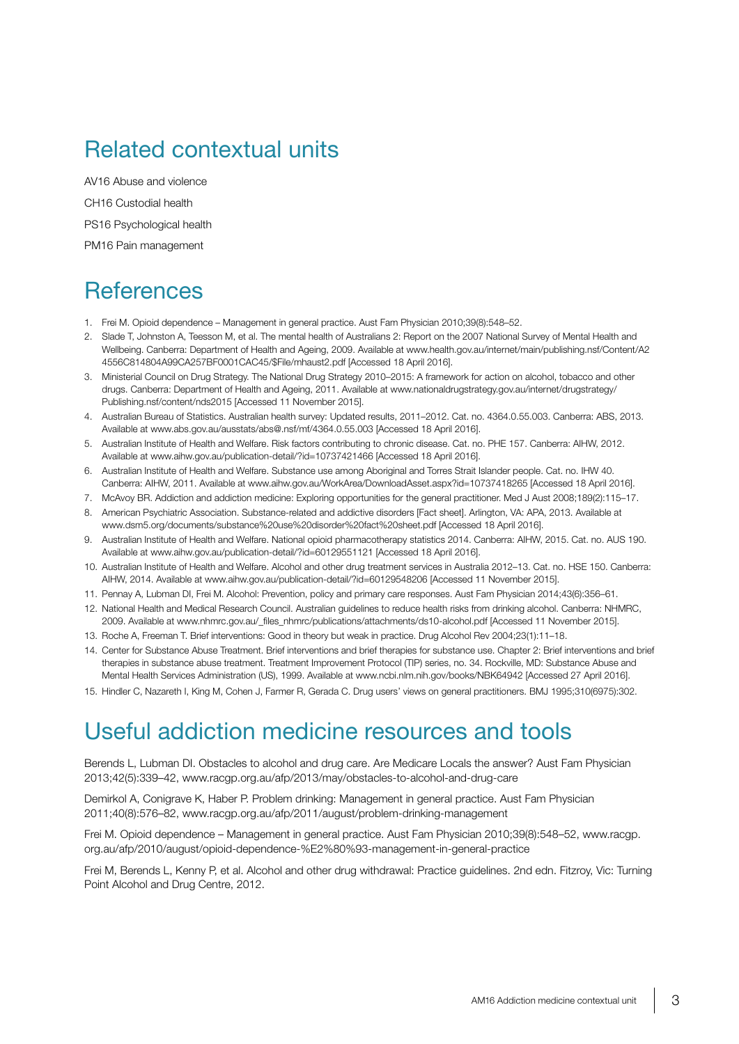## Related contextual units

AV16 Abuse and violence

CH16 Custodial health

PS16 Psychological health

PM16 Pain management

## References

1. Frei M. Opioid dependence – Management in general practice. Aust Fam Physician 2010;39(8):548–52.
2. Slade T, Johnston A, Teesson M, et al. The mental health of Australians 2: Report on the 2007 National Survey of Mental Health and Wellbeing. Canberra: Department of Health and Ageing, 2009. Available at www.health.gov.au/internet/main/publishing.nsf/Content/A24556C814804A99CA257BF0001CAC45/$File/mhaust2.pdf [Accessed 18 April 2016].
3. Ministerial Council on Drug Strategy. The National Drug Strategy 2010–2015: A framework for action on alcohol, tobacco and other drugs. Canberra: Department of Health and Ageing, 2011. Available at www.nationaldrugstrategy.gov.au/internet/drugstrategy/Publishing.nsf/content/nds2015 [Accessed 11 November 2015].
4. Australian Bureau of Statistics. Australian health survey: Updated results, 2011–2012. Cat. no. 4364.0.55.003. Canberra: ABS, 2013. Available at www.abs.gov.au/ausstats/abs@.nsf/mf/4364.0.55.003 [Accessed 18 April 2016].
5. Australian Institute of Health and Welfare. Risk factors contributing to chronic disease. Cat. no. PHE 157. Canberra: AIHW, 2012. Available at www.aihw.gov.au/publication-detail/?id=10737421466 [Accessed 18 April 2016].
6. Australian Institute of Health and Welfare. Substance use among Aboriginal and Torres Strait Islander people. Cat. no. IHW 40. Canberra: AIHW, 2011. Available at www.aihw.gov.au/WorkArea/DownloadAsset.aspx?id=10737418265 [Accessed 18 April 2016].
7. McAvoy BR. Addiction and addiction medicine: Exploring opportunities for the general practitioner. Med J Aust 2008;189(2):115–17.
8. American Psychiatric Association. Substance-related and addictive disorders [Fact sheet]. Arlington, VA: APA, 2013. Available at www.dsm5.org/documents/substance%20use%20disorder%20fact%20sheet.pdf [Accessed 18 April 2016].
9. Australian Institute of Health and Welfare. National opioid pharmacotherapy statistics 2014. Canberra: AIHW, 2015. Cat. no. AUS 190. Available at www.aihw.gov.au/publication-detail/?id=60129551121 [Accessed 18 April 2016].
10. Australian Institute of Health and Welfare. Alcohol and other drug treatment services in Australia 2012–13. Cat. no. HSE 150. Canberra: AIHW, 2014. Available at www.aihw.gov.au/publication-detail/?id=60129548206 [Accessed 11 November 2015].
11. Pennay A, Lubman DI, Frei M. Alcohol: Prevention, policy and primary care responses. Aust Fam Physician 2014;43(6):356–61.
12. National Health and Medical Research Council. Australian guidelines to reduce health risks from drinking alcohol. Canberra: NHMRC, 2009. Available at www.nhmrc.gov.au/_files_nhmrc/publications/attachments/ds10-alcohol.pdf [Accessed 11 November 2015].
13. Roche A, Freeman T. Brief interventions: Good in theory but weak in practice. Drug Alcohol Rev 2004;23(1):11–18.
14. Center for Substance Abuse Treatment. Brief interventions and brief therapies for substance use. Chapter 2: Brief interventions and brief therapies in substance abuse treatment. Treatment Improvement Protocol (TIP) series, no. 34. Rockville, MD: Substance Abuse and Mental Health Services Administration (US), 1999. Available at www.ncbi.nlm.nih.gov/books/NBK64942 [Accessed 27 April 2016].
15. Hindler C, Nazareth I, King M, Cohen J, Farmer R, Gerada C. Drug users' views on general practitioners. BMJ 1995;310(6975):302.

## Useful addiction medicine resources and tools

Berends L, Lubman DI. Obstacles to alcohol and drug care. Are Medicare Locals the answer? Aust Fam Physician 2013;42(5):339–42, www.racgp.org.au/afp/2013/may/obstacles-to-alcohol-and-drug-care

Demirkol A, Conigrave K, Haber P. Problem drinking: Management in general practice. Aust Fam Physician 2011;40(8):576–82, www.racgp.org.au/afp/2011/august/problem-drinking-management

Frei M. Opioid dependence – Management in general practice. Aust Fam Physician 2010;39(8):548–52, www.racgp.org.au/afp/2010/august/opioid-dependence-%E2%80%93-management-in-general-practice

Frei M, Berends L, Kenny P, et al. Alcohol and other drug withdrawal: Practice guidelines. 2nd edn. Fitzroy, Vic: Turning Point Alcohol and Drug Centre, 2012.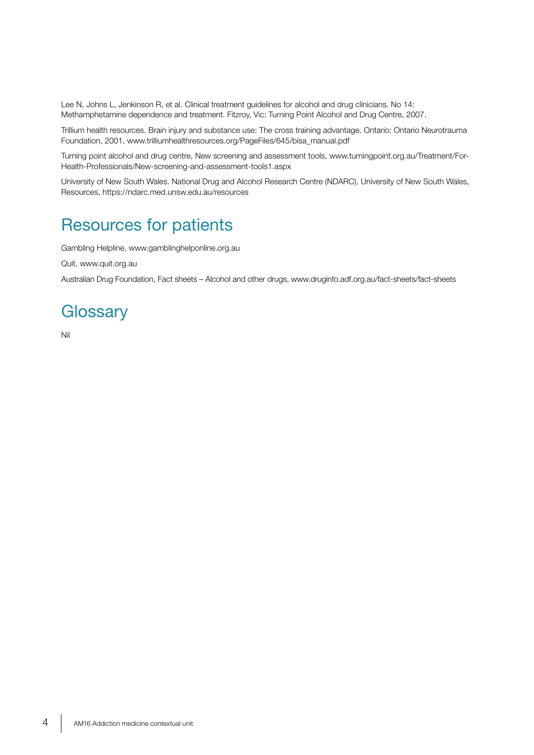Lee N, Johns L, Jenkinson R, et al. Clinical treatment guidelines for alcohol and drug clinicians. No 14: Methamphetamine dependence and treatment. Fitzroy, Vic: Turning Point Alcohol and Drug Centre, 2007.

Trillium health resources. Brain injury and substance use: The cross training advantage. Ontario: Ontario Neurotrauma Foundation, 2001, www.trilliumhealthresources.org/PageFiles/645/bisa_manual.pdf

Turning point alcohol and drug centre, New screening and assessment tools, www.turningpoint.org.au/Treatment/For-Health-Professionals/New-screening-and-assessment-tools1.aspx

University of New South Wales. National Drug and Alcohol Research Centre (NDARC), University of New South Wales, Resources, https://ndarc.med.unsw.edu.au/resources

## Resources for patients

Gambling Helpline, www.gamblinghelponline.org.au

Quit, www.quit.org.au

Australian Drug Foundation, Fact sheets – Alcohol and other drugs, www.druginfo.adf.org.au/fact-sheets/fact-sheets

## Glossary

Nil